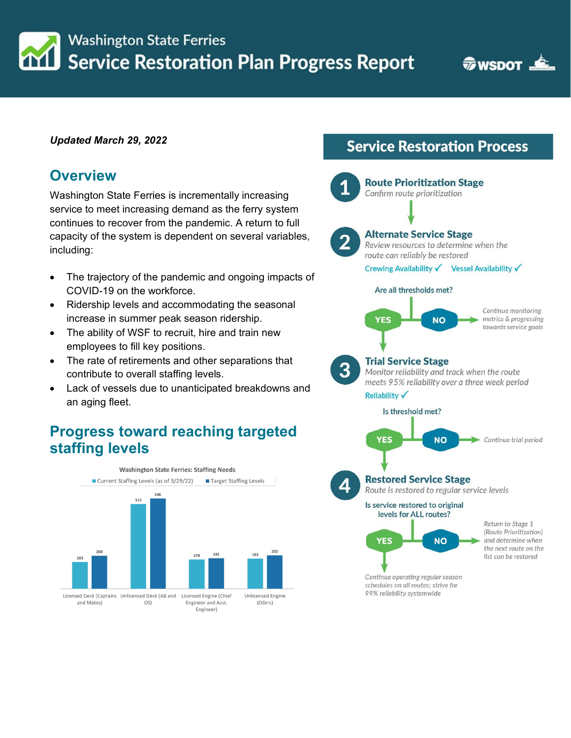# Washington State Ferries Service Restoration Plan Progress Report

***Updated March 29, 2022***

## Overview

Washington State Ferries is incrementally increasing service to meet increasing demand as the ferry system continues to recover from the pandemic. A return to full capacity of the system is dependent on several variables, including:

- The trajectory of the pandemic and ongoing impacts of COVID-19 on the workforce.
- Ridership levels and accommodating the seasonal increase in summer peak season ridership.
- The ability of WSF to recruit, hire and train new employees to fill key positions.
- The rate of retirements and other separations that contribute to overall staffing levels.
- Lack of vessels due to unanticipated breakdowns and an aging fleet.

## Progress toward reaching targeted staffing levels

**Washington State Ferries: Staffing Needs**

| | Current Staffing Levels (as of 3/29/22) | Target Staffing Levels |
|---|---|---|
| Licensed Deck (Captains and Mates) | 163 | 200 |
| Unlicensed Deck (AB and OS) | 513 | 546 |
| Licensed Engine (Chief Engineer and Asst. Engineer) | 178 | 185 |
| Unlicensed Engine (Oilers) | 183 | 202 |

## Service Restoration Process

**1 Route Prioritization Stage**
*Confirm route prioritization*

**2 Alternate Service Stage**
*Review resources to determine when the route can reliably be restored*

Crewing Availability ✓ Vessel Availability ✓

Are all thresholds met?

- YES → Stage 3
- NO → *Continue monitoring metrics & progressing towards service goals*

**3 Trial Service Stage**
*Monitor reliability and track when the route meets 95% reliability over a three week period*

Reliability ✓

Is threshold met?

- YES → Stage 4
- NO → *Continue trial period*

**4 Restored Service Stage**
*Route is restored to regular service levels*

Is service restored to original levels for ALL routes?

- YES → *Continue operating regular season schedules on all routes; strive for 99% reliability systemwide*
- NO → *Return to Stage 1 (Route Prioritization) and determine when the next route on the list can be restored*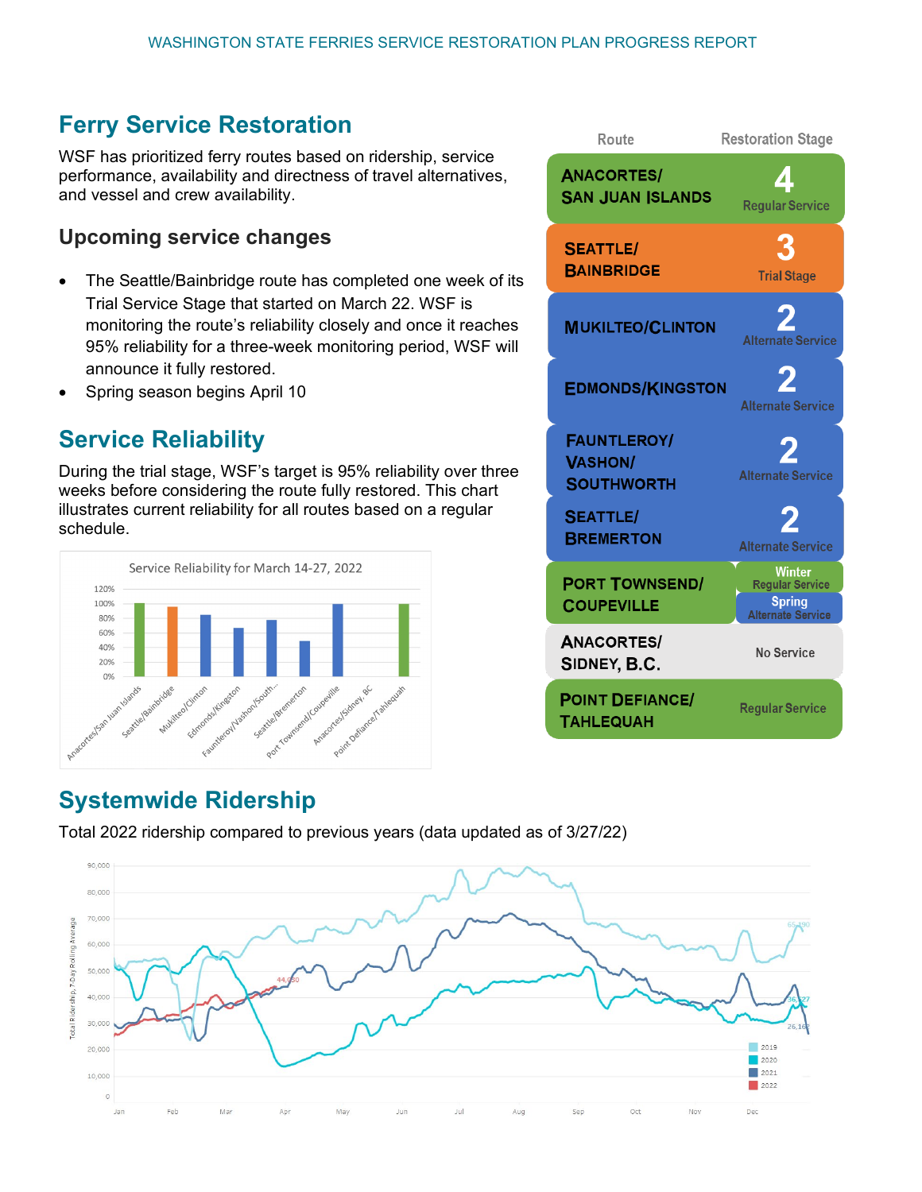WASHINGTON STATE FERRIES SERVICE RESTORATION PLAN PROGRESS REPORT

## Ferry Service Restoration

WSF has prioritized ferry routes based on ridership, service performance, availability and directness of travel alternatives, and vessel and crew availability.

### Upcoming service changes

- The Seattle/Bainbridge route has completed one week of its Trial Service Stage that started on March 22. WSF is monitoring the route's reliability closely and once it reaches 95% reliability for a three-week monitoring period, WSF will announce it fully restored.
- Spring season begins April 10

| Route | Restoration Stage |
|---|---|
| ANACORTES/ SAN JUAN ISLANDS | 4 Regular Service |
| SEATTLE/ BAINBRIDGE | 3 Trial Stage |
| MUKILTEO/CLINTON | 2 Alternate Service |
| EDMONDS/KINGSTON | 2 Alternate Service |
| FAUNTLEROY/ VASHON/ SOUTHWORTH | 2 Alternate Service |
| SEATTLE/ BREMERTON | 2 Alternate Service |
| PORT TOWNSEND/ COUPEVILLE | Winter Regular Service; Spring Alternate Service |
| ANACORTES/ SIDNEY, B.C. | No Service |
| POINT DEFIANCE/ TAHLEQUAH | Regular Service |

## Service Reliability

During the trial stage, WSF's target is 95% reliability over three weeks before considering the route fully restored. This chart illustrates current reliability for all routes based on a regular schedule.

Service Reliability for March 14-27, 2022

120%
100%
80%
60%
40%
20%
0%

Anacortes/San Juan Islands
Seattle/Bainbridge
Mukilteo/Clinton
Edmonds/Kingston
Fauntleroy/Vashon/South...
Seattle/Bremerton
Port Townsend/Coupeville
Anacortes/Sidney, BC
Point Defiance/Tahlequah

## Systemwide Ridership

Total 2022 ridership compared to previous years (data updated as of 3/27/22)

Total Ridership, 7-Day Rolling Average

90,000
80,000
70,000
60,000
50,000
40,000
30,000
20,000
10,000
0

Jan
Feb
Mar
Apr
May
Jun
Jul
Aug
Sep
Oct
Nov
Dec

44,030
65,190
36,327
26,163

2019
2020
2021
2022